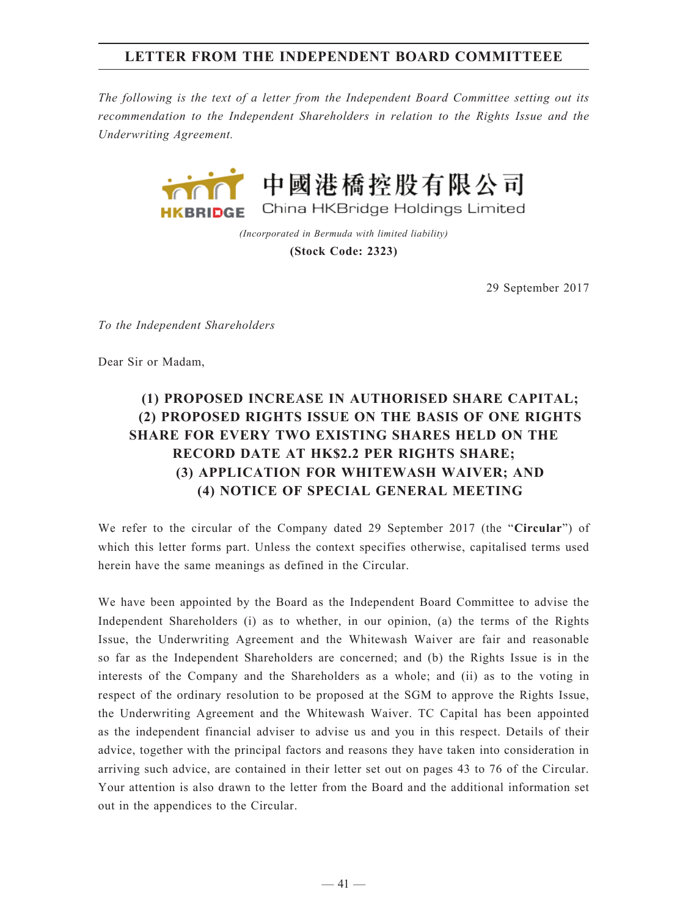# LETTER FROM THE INDEPENDENT BOARD COMMITTEEE

*The following is the text of a letter from the Independent Board Committee setting out its recommendation to the Independent Shareholders in relation to the Rights Issue and the Underwriting Agreement.*

**中國港橋控股有限公司**
**China HKBridge Holdings Limited**

*(Incorporated in Bermuda with limited liability)*

**(Stock Code: 2323)**

29 September 2017

*To the Independent Shareholders*

Dear Sir or Madam,

## (1) PROPOSED INCREASE IN AUTHORISED SHARE CAPITAL; (2) PROPOSED RIGHTS ISSUE ON THE BASIS OF ONE RIGHTS SHARE FOR EVERY TWO EXISTING SHARES HELD ON THE RECORD DATE AT HK$2.2 PER RIGHTS SHARE; (3) APPLICATION FOR WHITEWASH WAIVER; AND (4) NOTICE OF SPECIAL GENERAL MEETING

We refer to the circular of the Company dated 29 September 2017 (the "**Circular**") of which this letter forms part. Unless the context specifies otherwise, capitalised terms used herein have the same meanings as defined in the Circular.

We have been appointed by the Board as the Independent Board Committee to advise the Independent Shareholders (i) as to whether, in our opinion, (a) the terms of the Rights Issue, the Underwriting Agreement and the Whitewash Waiver are fair and reasonable so far as the Independent Shareholders are concerned; and (b) the Rights Issue is in the interests of the Company and the Shareholders as a whole; and (ii) as to the voting in respect of the ordinary resolution to be proposed at the SGM to approve the Rights Issue, the Underwriting Agreement and the Whitewash Waiver. TC Capital has been appointed as the independent financial adviser to advise us and you in this respect. Details of their advice, together with the principal factors and reasons they have taken into consideration in arriving such advice, are contained in their letter set out on pages 43 to 76 of the Circular. Your attention is also drawn to the letter from the Board and the additional information set out in the appendices to the Circular.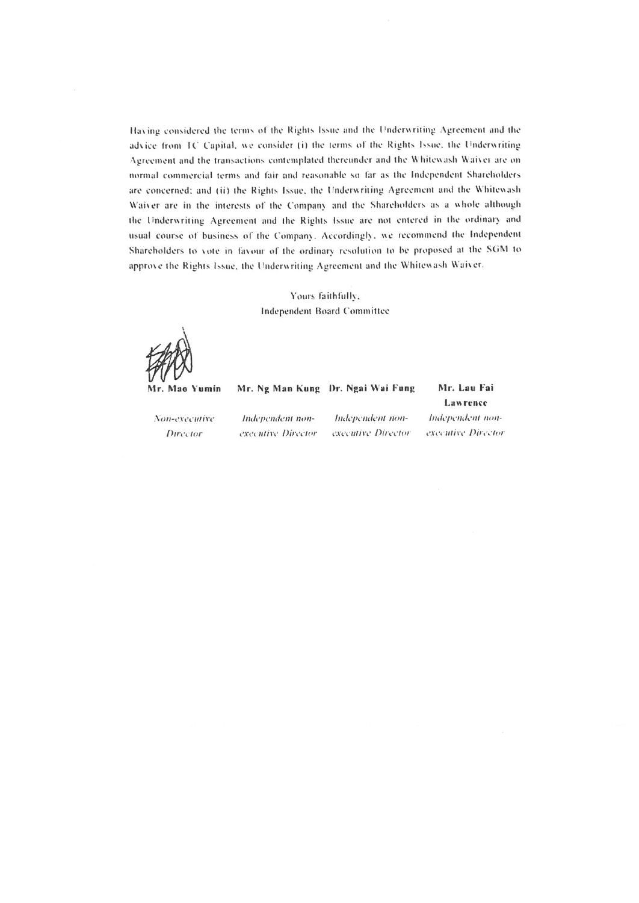Having considered the terms of the Rights Issue and the Underwriting Agreement and the advice from TC Capital, we consider (i) the terms of the Rights Issue, the Underwriting Agreement and the transactions contemplated thereunder and the Whitewash Waiver are on normal commercial terms and fair and reasonable so far as the Independent Shareholders are concerned; and (ii) the Rights Issue, the Underwriting Agreement and the Whitewash Waiver are in the interests of the Company and the Shareholders as a whole although the Underwriting Agreement and the Rights Issue are not entered in the ordinary and usual course of business of the Company. Accordingly, we recommend the Independent Shareholders to vote in favour of the ordinary resolution to be proposed at the SGM to approve the Rights Issue, the Underwriting Agreement and the Whitewash Waiver.

Yours faithfully,
Independent Board Committee

| **Mr. Mao Yumin** | **Mr. Ng Man Kung** | **Dr. Ngai Wai Fung** | **Mr. Lau Fai Lawrence** |
|---|---|---|---|
| *Non-executive Director* | *Independent non-executive Director* | *Independent non-executive Director* | *Independent non-executive Director* |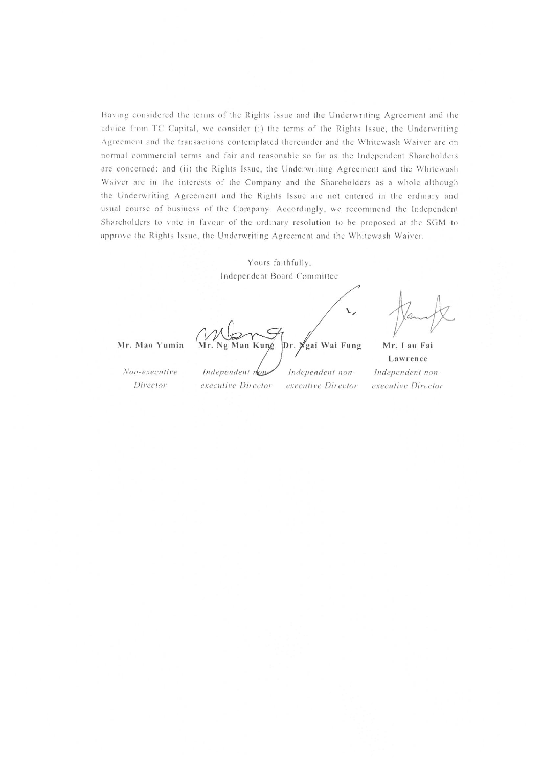Having considered the terms of the Rights Issue and the Underwriting Agreement and the advice from TC Capital, we consider (i) the terms of the Rights Issue, the Underwriting Agreement and the transactions contemplated thereunder and the Whitewash Waiver are on normal commercial terms and fair and reasonable so far as the Independent Shareholders are concerned; and (ii) the Rights Issue, the Underwriting Agreement and the Whitewash Waiver are in the interests of the Company and the Shareholders as a whole although the Underwriting Agreement and the Rights Issue are not entered in the ordinary and usual course of business of the Company. Accordingly, we recommend the Independent Shareholders to vote in favour of the ordinary resolution to be proposed at the SGM to approve the Rights Issue, the Underwriting Agreement and the Whitewash Waiver.

Yours faithfully,
Independent Board Committee

| | | | |
|---|---|---|---|
| **Mr. Mao Yumin** | **Mr. Ng Man Kung** | **Dr. Ngai Wai Fung** | **Mr. Lau Fai Lawrence** |
| *Non-executive Director* | *Independent non-executive Director* | *Independent non-executive Director* | *Independent non-executive Director* |